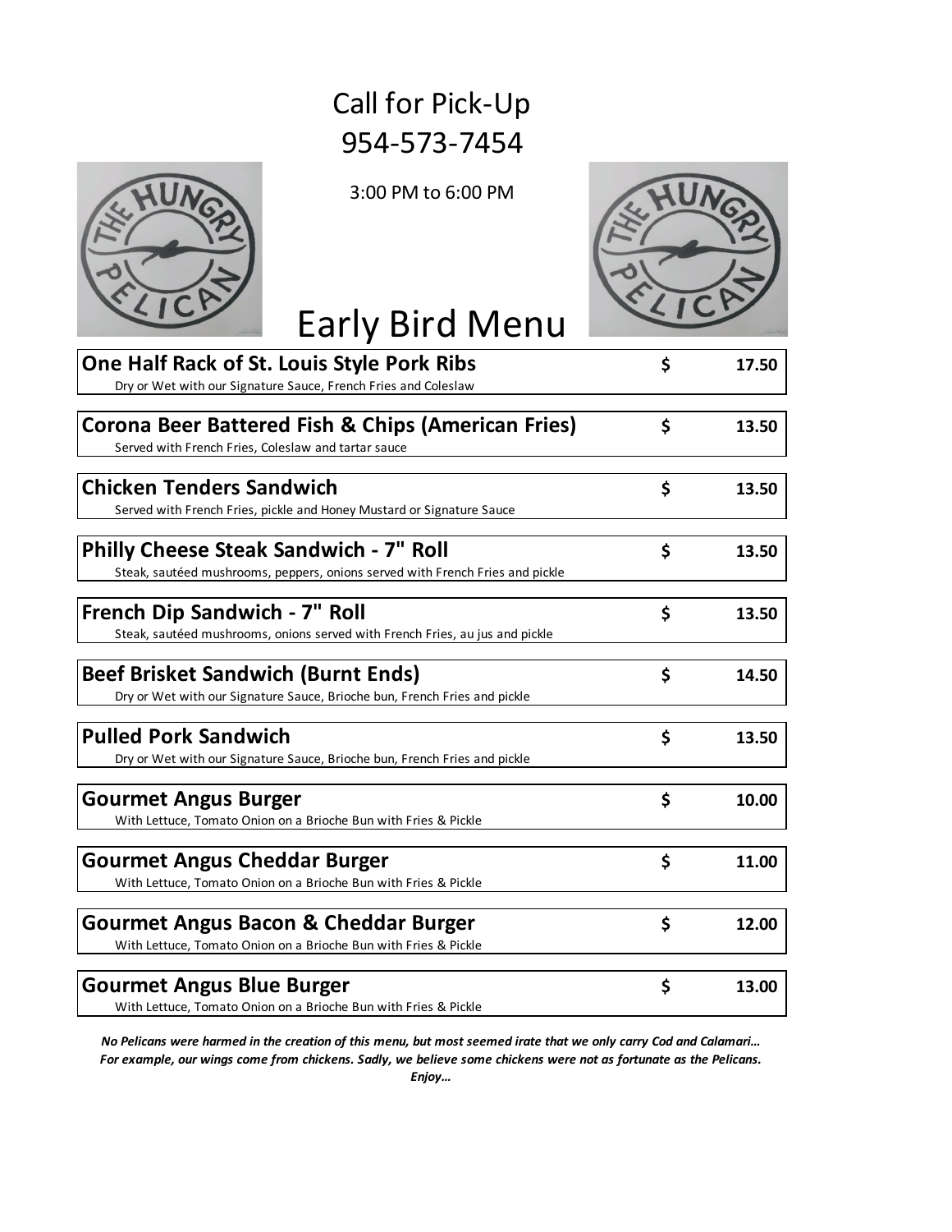# Call for Pick-Up
# 954-573-7454

3:00 PM to 6:00 PM

# Early Bird Menu

| Item | | Price |
|---|---|---|
| **One Half Rack of St. Louis Style Pork Ribs**<br>Dry or Wet with our Signature Sauce, French Fries and Coleslaw | $ | 17.50 |
| **Corona Beer Battered Fish & Chips (American Fries)**<br>Served with French Fries, Coleslaw and tartar sauce | $ | 13.50 |
| **Chicken Tenders Sandwich**<br>Served with French Fries, pickle and Honey Mustard or Signature Sauce | $ | 13.50 |
| **Philly Cheese Steak Sandwich - 7" Roll**<br>Steak, sautéed mushrooms, peppers, onions served with French Fries and pickle | $ | 13.50 |
| **French Dip Sandwich - 7" Roll**<br>Steak, sautéed mushrooms, onions served with French Fries, au jus and pickle | $ | 13.50 |
| **Beef Brisket Sandwich (Burnt Ends)**<br>Dry or Wet with our Signature Sauce, Brioche bun, French Fries and pickle | $ | 14.50 |
| **Pulled Pork Sandwich**<br>Dry or Wet with our Signature Sauce, Brioche bun, French Fries and pickle | $ | 13.50 |
| **Gourmet Angus Burger**<br>With Lettuce, Tomato Onion on a Brioche Bun with Fries & Pickle | $ | 10.00 |
| **Gourmet Angus Cheddar Burger**<br>With Lettuce, Tomato Onion on a Brioche Bun with Fries & Pickle | $ | 11.00 |
| **Gourmet Angus Bacon & Cheddar Burger**<br>With Lettuce, Tomato Onion on a Brioche Bun with Fries & Pickle | $ | 12.00 |
| **Gourmet Angus Blue Burger**<br>With Lettuce, Tomato Onion on a Brioche Bun with Fries & Pickle | $ | 13.00 |

***No Pelicans were harmed in the creation of this menu, but most seemed irate that we only carry Cod and Calamari… For example, our wings come from chickens. Sadly, we believe some chickens were not as fortunate as the Pelicans. Enjoy…***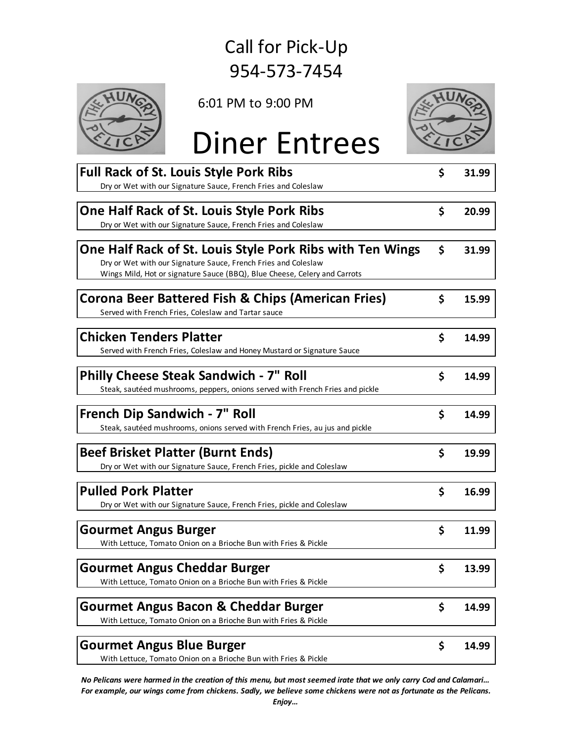Call for Pick-Up
954-573-7454

6:01 PM to 9:00 PM

# Diner Entrees

**Full Rack of St. Louis Style Pork Ribs** — $ 31.99
Dry or Wet with our Signature Sauce, French Fries and Coleslaw

**One Half Rack of St. Louis Style Pork Ribs** — $ 20.99
Dry or Wet with our Signature Sauce, French Fries and Coleslaw

**One Half Rack of St. Louis Style Pork Ribs with Ten Wings** — $ 31.99
Dry or Wet with our Signature Sauce, French Fries and Coleslaw
Wings Mild, Hot or signature Sauce (BBQ), Blue Cheese, Celery and Carrots

**Corona Beer Battered Fish & Chips (American Fries)** — $ 15.99
Served with French Fries, Coleslaw and Tartar sauce

**Chicken Tenders Platter** — $ 14.99
Served with French Fries, Coleslaw and Honey Mustard or Signature Sauce

**Philly Cheese Steak Sandwich - 7" Roll** — $ 14.99
Steak, sautéed mushrooms, peppers, onions served with French Fries and pickle

**French Dip Sandwich - 7" Roll** — $ 14.99
Steak, sautéed mushrooms, onions served with French Fries, au jus and pickle

**Beef Brisket Platter (Burnt Ends)** — $ 19.99
Dry or Wet with our Signature Sauce, French Fries, pickle and Coleslaw

**Pulled Pork Platter** — $ 16.99
Dry or Wet with our Signature Sauce, French Fries, pickle and Coleslaw

**Gourmet Angus Burger** — $ 11.99
With Lettuce, Tomato Onion on a Brioche Bun with Fries & Pickle

**Gourmet Angus Cheddar Burger** — $ 13.99
With Lettuce, Tomato Onion on a Brioche Bun with Fries & Pickle

**Gourmet Angus Bacon & Cheddar Burger** — $ 14.99
With Lettuce, Tomato Onion on a Brioche Bun with Fries & Pickle

**Gourmet Angus Blue Burger** — $ 14.99
With Lettuce, Tomato Onion on a Brioche Bun with Fries & Pickle

***No Pelicans were harmed in the creation of this menu, but most seemed irate that we only carry Cod and Calamari… For example, our wings come from chickens. Sadly, we believe some chickens were not as fortunate as the Pelicans. Enjoy…***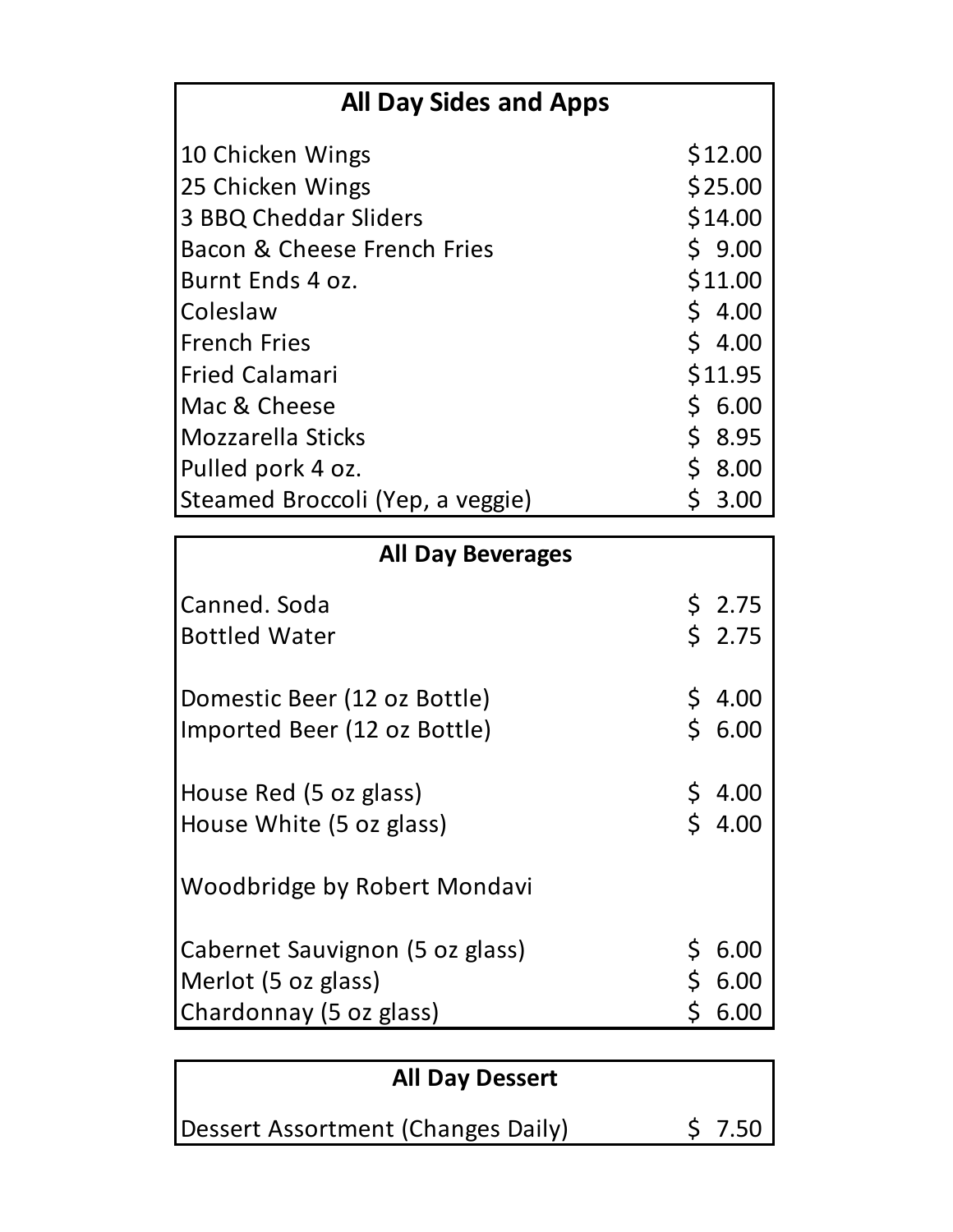| All Day Sides and Apps | |
|---|---|
| 10 Chicken Wings | $12.00 |
| 25 Chicken Wings | $25.00 |
| 3 BBQ Cheddar Sliders | $14.00 |
| Bacon & Cheese French Fries | $ 9.00 |
| Burnt Ends 4 oz. | $11.00 |
| Coleslaw | $ 4.00 |
| French Fries | $ 4.00 |
| Fried Calamari | $11.95 |
| Mac & Cheese | $ 6.00 |
| Mozzarella Sticks | $ 8.95 |
| Pulled pork 4 oz. | $ 8.00 |
| Steamed Broccoli (Yep, a veggie) | $ 3.00 |

| All Day Beverages | |
|---|---|
| Canned. Soda | $ 2.75 |
| Bottled Water | $ 2.75 |
| | |
| Domestic Beer (12 oz Bottle) | $ 4.00 |
| Imported Beer (12 oz Bottle) | $ 6.00 |
| | |
| House Red (5 oz glass) | $ 4.00 |
| House White (5 oz glass) | $ 4.00 |
| | |
| Woodbridge by Robert Mondavi | |
| | |
| Cabernet Sauvignon (5 oz glass) | $ 6.00 |
| Merlot (5 oz glass) | $ 6.00 |
| Chardonnay (5 oz glass) | $ 6.00 |

| All Day Dessert | |
|---|---|
| Dessert Assortment (Changes Daily) | $ 7.50 |